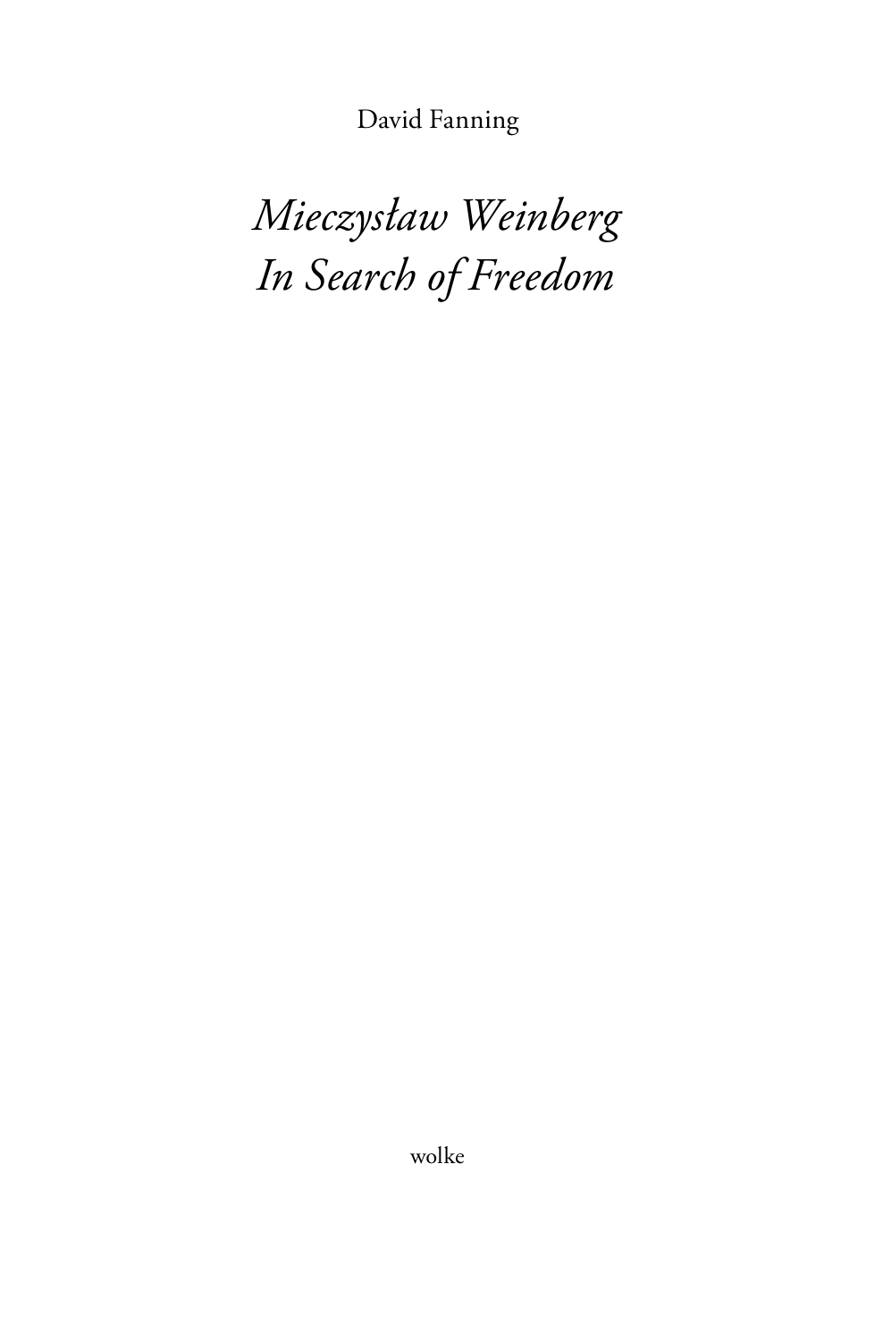David Fanning

# *Mieczysław Weinberg*
# *In Search of Freedom*

wolke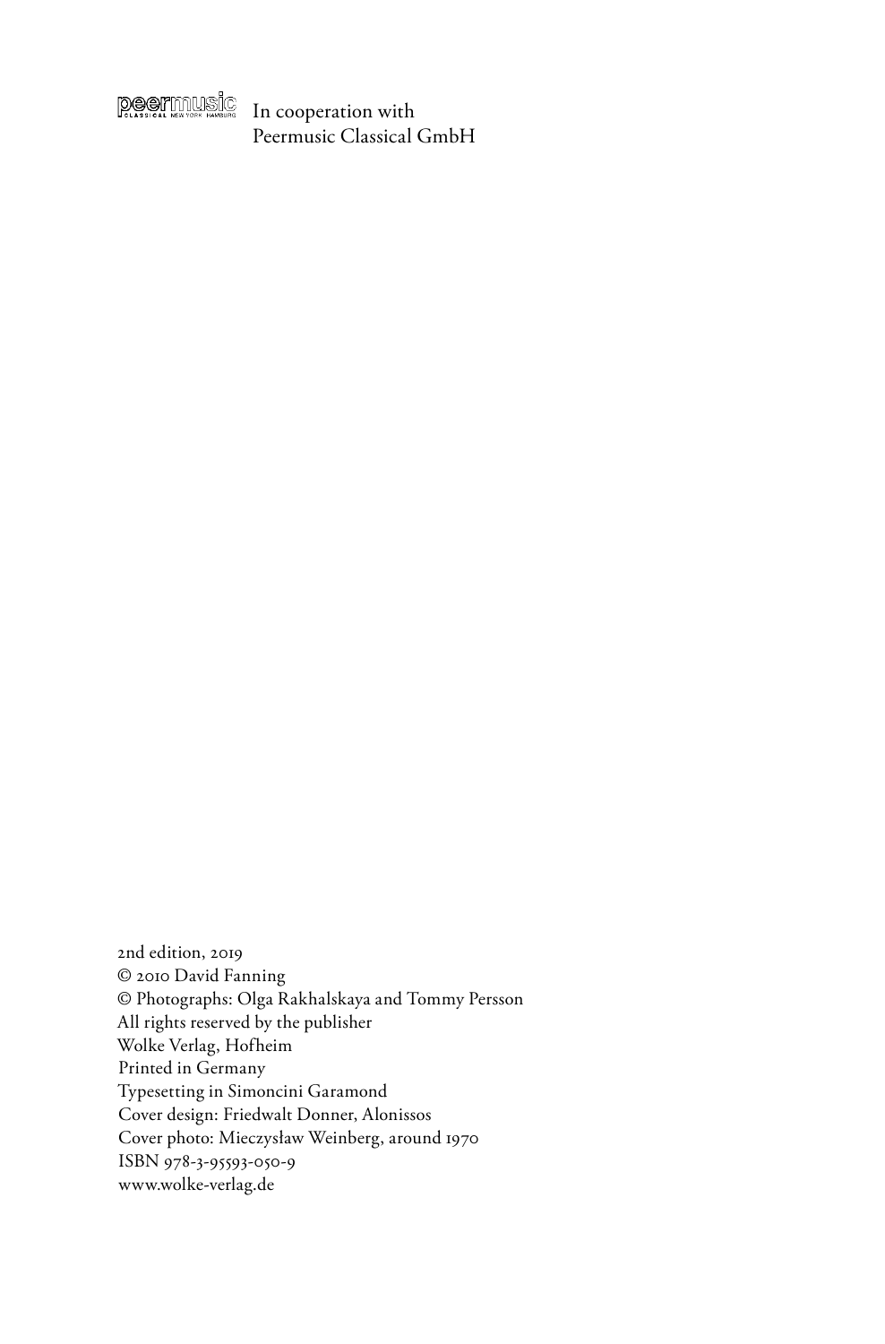peermusic CLASSICAL NEW YORK HAMBURG In cooperation with
Peermusic Classical GmbH

2nd edition, 2019
© 2010 David Fanning
© Photographs: Olga Rakhalskaya and Tommy Persson
All rights reserved by the publisher
Wolke Verlag, Hofheim
Printed in Germany
Typesetting in Simoncini Garamond
Cover design: Friedwalt Donner, Alonissos
Cover photo: Mieczysław Weinberg, around 1970
ISBN 978-3-95593-050-9
www.wolke-verlag.de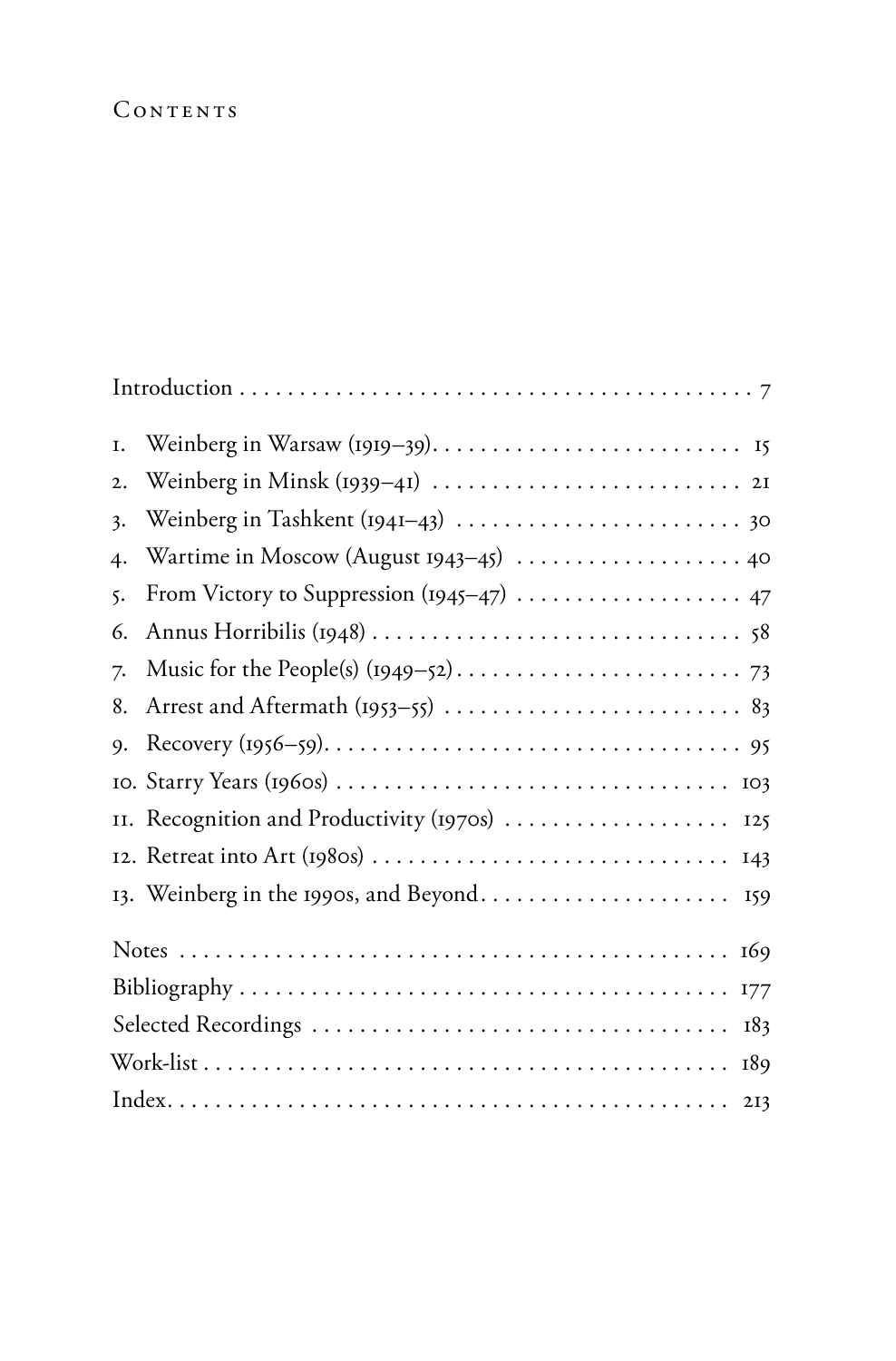# Contents

Introduction . . . . . . . . . . 7

1. Weinberg in Warsaw (1919–39) . . . . . . . . . . 15
2. Weinberg in Minsk (1939–41) . . . . . . . . . . 21
3. Weinberg in Tashkent (1941–43) . . . . . . . . . . 30
4. Wartime in Moscow (August 1943–45) . . . . . . . . . . 40
5. From Victory to Suppression (1945–47) . . . . . . . . . . 47
6. Annus Horribilis (1948) . . . . . . . . . . 58
7. Music for the People(s) (1949–52) . . . . . . . . . . 73
8. Arrest and Aftermath (1953–55) . . . . . . . . . . 83
9. Recovery (1956–59) . . . . . . . . . . 95
10. Starry Years (1960s) . . . . . . . . . . 103
11. Recognition and Productivity (1970s) . . . . . . . . . . 125
12. Retreat into Art (1980s) . . . . . . . . . . 143
13. Weinberg in the 1990s, and Beyond . . . . . . . . . . 159

Notes . . . . . . . . . . 169

Bibliography . . . . . . . . . . 177

Selected Recordings . . . . . . . . . . 183

Work-list . . . . . . . . . . 189

Index . . . . . . . . . . 213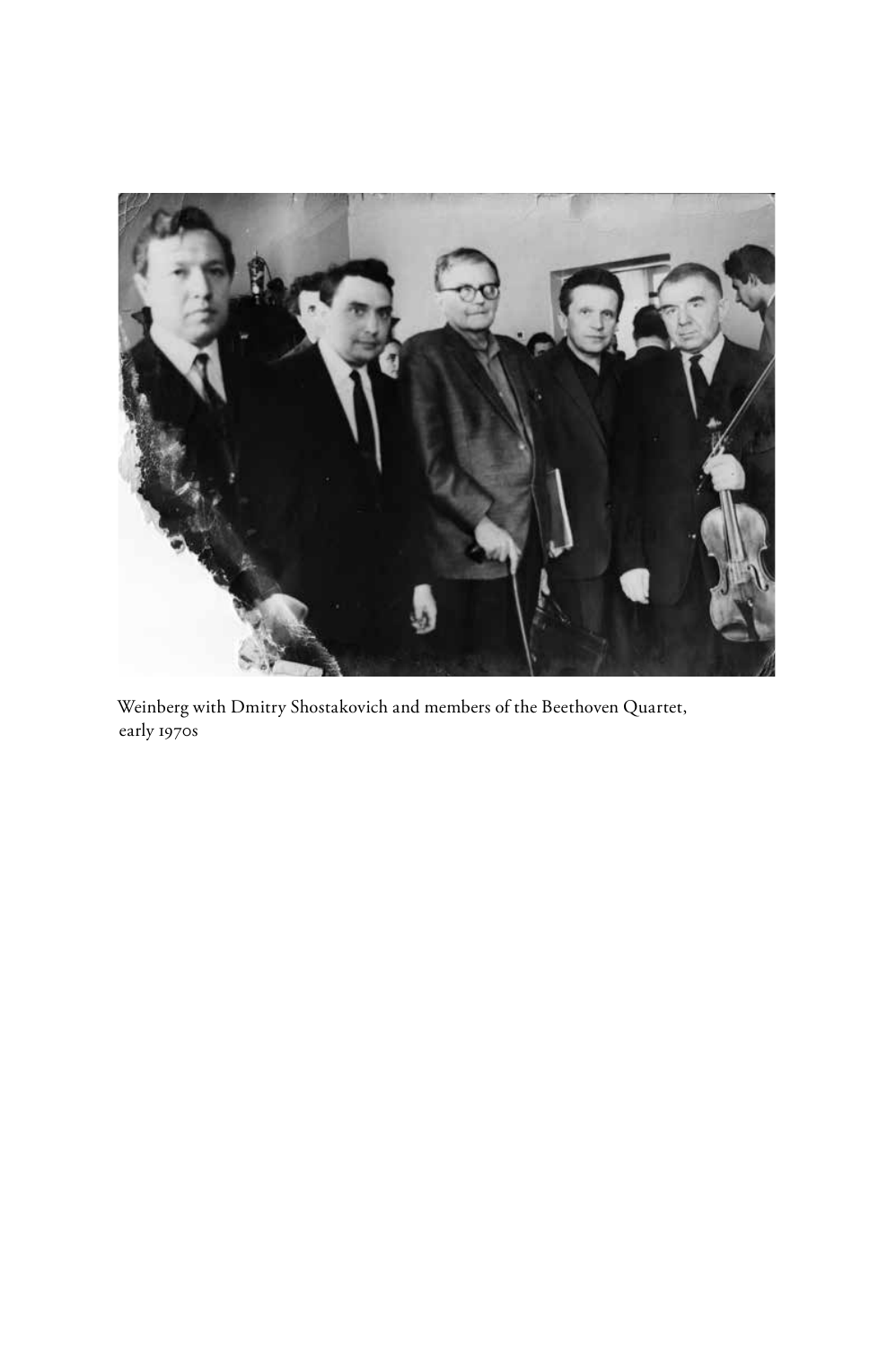Weinberg with Dmitry Shostakovich and members of the Beethoven Quartet, early 1970s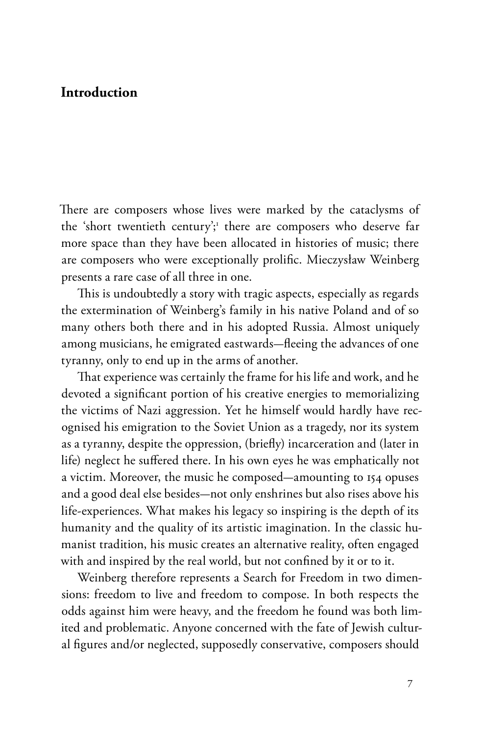# Introduction

There are composers whose lives were marked by the cataclysms of the 'short twentieth century';[1] there are composers who deserve far more space than they have been allocated in histories of music; there are composers who were exceptionally prolific. Mieczysław Weinberg presents a rare case of all three in one.

This is undoubtedly a story with tragic aspects, especially as regards the extermination of Weinberg's family in his native Poland and of so many others both there and in his adopted Russia. Almost uniquely among musicians, he emigrated eastwards—fleeing the advances of one tyranny, only to end up in the arms of another.

That experience was certainly the frame for his life and work, and he devoted a significant portion of his creative energies to memorializing the victims of Nazi aggression. Yet he himself would hardly have recognised his emigration to the Soviet Union as a tragedy, nor its system as a tyranny, despite the oppression, (briefly) incarceration and (later in life) neglect he suffered there. In his own eyes he was emphatically not a victim. Moreover, the music he composed—amounting to 154 opuses and a good deal else besides—not only enshrines but also rises above his life-experiences. What makes his legacy so inspiring is the depth of its humanity and the quality of its artistic imagination. In the classic humanist tradition, his music creates an alternative reality, often engaged with and inspired by the real world, but not confined by it or to it.

Weinberg therefore represents a Search for Freedom in two dimensions: freedom to live and freedom to compose. In both respects the odds against him were heavy, and the freedom he found was both limited and problematic. Anyone concerned with the fate of Jewish cultural figures and/or neglected, supposedly conservative, composers should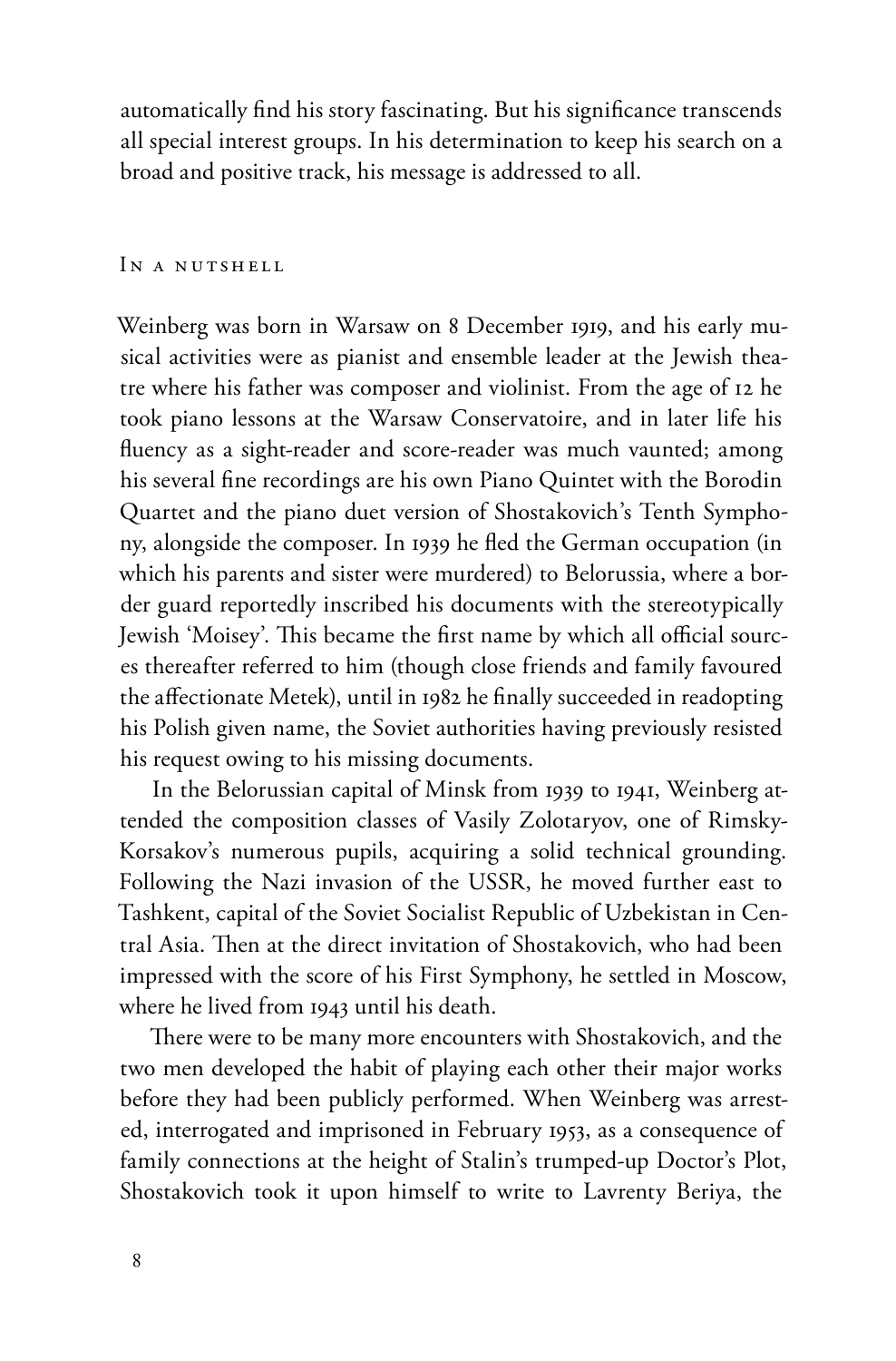automatically find his story fascinating. But his significance transcends all special interest groups. In his determination to keep his search on a broad and positive track, his message is addressed to all.

## In a nutshell

Weinberg was born in Warsaw on 8 December 1919, and his early musical activities were as pianist and ensemble leader at the Jewish theatre where his father was composer and violinist. From the age of 12 he took piano lessons at the Warsaw Conservatoire, and in later life his fluency as a sight-reader and score-reader was much vaunted; among his several fine recordings are his own Piano Quintet with the Borodin Quartet and the piano duet version of Shostakovich's Tenth Symphony, alongside the composer. In 1939 he fled the German occupation (in which his parents and sister were murdered) to Belorussia, where a border guard reportedly inscribed his documents with the stereotypically Jewish 'Moisey'. This became the first name by which all official sources thereafter referred to him (though close friends and family favoured the affectionate Metek), until in 1982 he finally succeeded in readopting his Polish given name, the Soviet authorities having previously resisted his request owing to his missing documents.

In the Belorussian capital of Minsk from 1939 to 1941, Weinberg attended the composition classes of Vasily Zolotaryov, one of Rimsky-Korsakov's numerous pupils, acquiring a solid technical grounding. Following the Nazi invasion of the USSR, he moved further east to Tashkent, capital of the Soviet Socialist Republic of Uzbekistan in Central Asia. Then at the direct invitation of Shostakovich, who had been impressed with the score of his First Symphony, he settled in Moscow, where he lived from 1943 until his death.

There were to be many more encounters with Shostakovich, and the two men developed the habit of playing each other their major works before they had been publicly performed. When Weinberg was arrested, interrogated and imprisoned in February 1953, as a consequence of family connections at the height of Stalin's trumped-up Doctor's Plot, Shostakovich took it upon himself to write to Lavrenty Beriya, the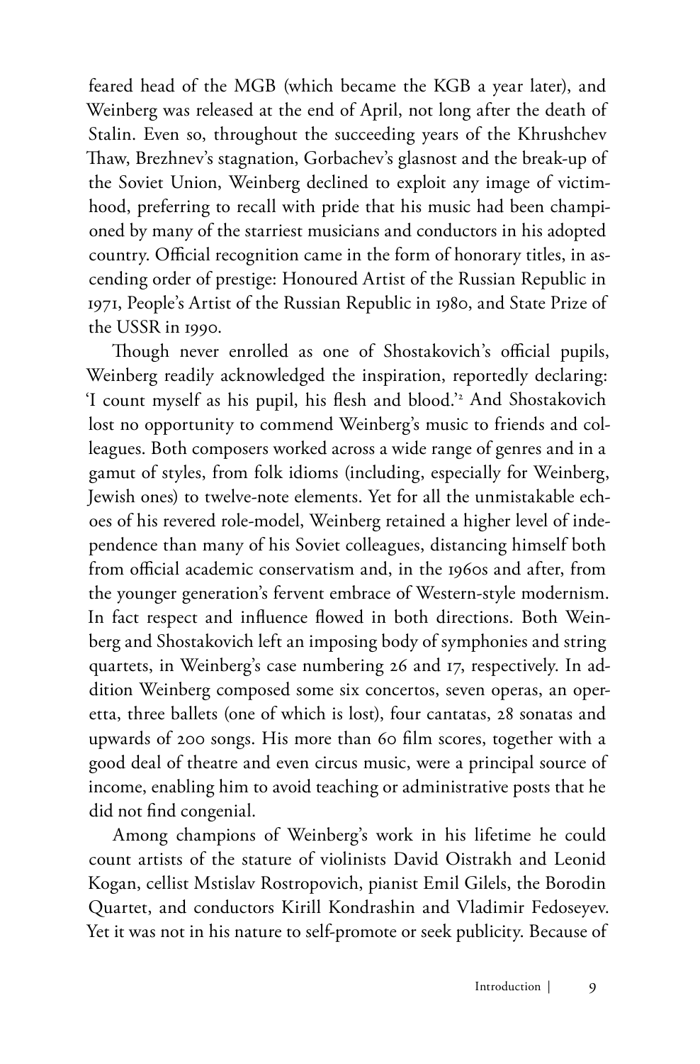feared head of the MGB (which became the KGB a year later), and Weinberg was released at the end of April, not long after the death of Stalin. Even so, throughout the succeeding years of the Khrushchev Thaw, Brezhnev's stagnation, Gorbachev's glasnost and the break-up of the Soviet Union, Weinberg declined to exploit any image of victimhood, preferring to recall with pride that his music had been championed by many of the starriest musicians and conductors in his adopted country. Official recognition came in the form of honorary titles, in ascending order of prestige: Honoured Artist of the Russian Republic in 1971, People's Artist of the Russian Republic in 1980, and State Prize of the USSR in 1990.

Though never enrolled as one of Shostakovich's official pupils, Weinberg readily acknowledged the inspiration, reportedly declaring: 'I count myself as his pupil, his flesh and blood.'[2] And Shostakovich lost no opportunity to commend Weinberg's music to friends and colleagues. Both composers worked across a wide range of genres and in a gamut of styles, from folk idioms (including, especially for Weinberg, Jewish ones) to twelve-note elements. Yet for all the unmistakable echoes of his revered role-model, Weinberg retained a higher level of independence than many of his Soviet colleagues, distancing himself both from official academic conservatism and, in the 1960s and after, from the younger generation's fervent embrace of Western-style modernism. In fact respect and influence flowed in both directions. Both Weinberg and Shostakovich left an imposing body of symphonies and string quartets, in Weinberg's case numbering 26 and 17, respectively. In addition Weinberg composed some six concertos, seven operas, an operetta, three ballets (one of which is lost), four cantatas, 28 sonatas and upwards of 200 songs. His more than 60 film scores, together with a good deal of theatre and even circus music, were a principal source of income, enabling him to avoid teaching or administrative posts that he did not find congenial.

Among champions of Weinberg's work in his lifetime he could count artists of the stature of violinists David Oistrakh and Leonid Kogan, cellist Mstislav Rostropovich, pianist Emil Gilels, the Borodin Quartet, and conductors Kirill Kondrashin and Vladimir Fedoseyev. Yet it was not in his nature to self-promote or seek publicity. Because of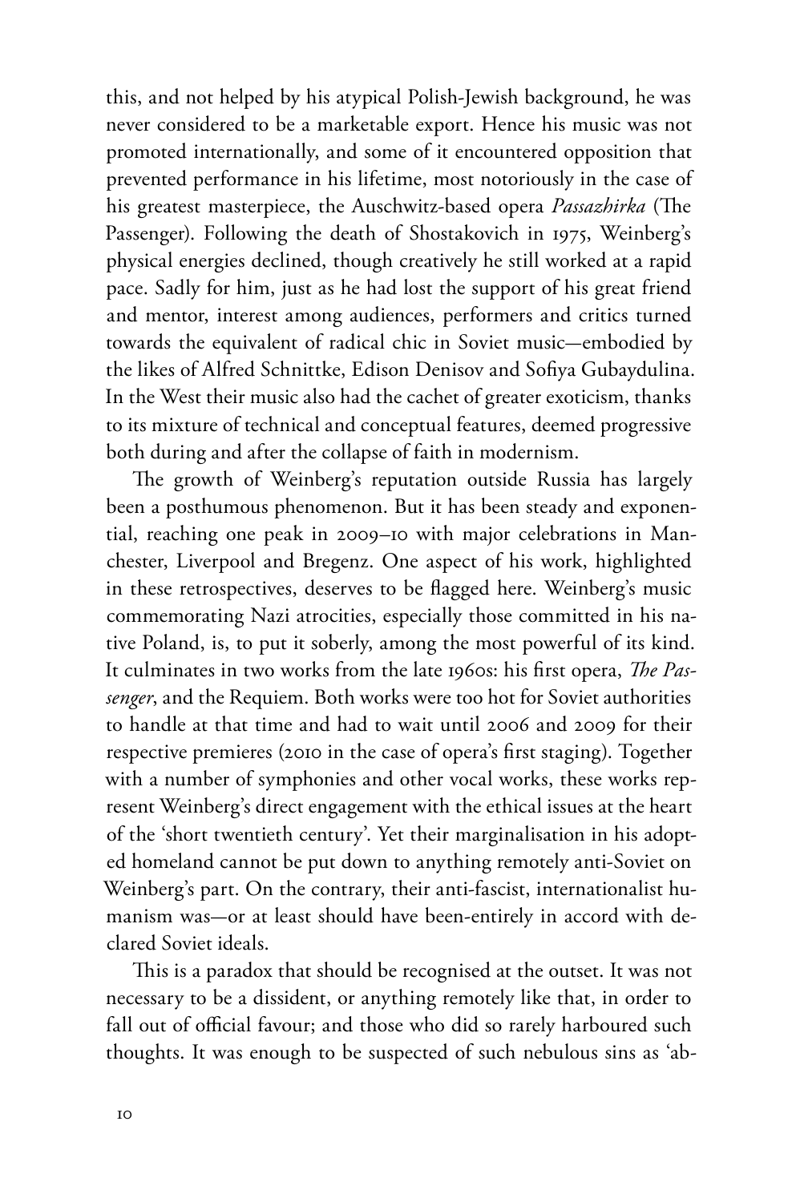this, and not helped by his atypical Polish-Jewish background, he was never considered to be a marketable export. Hence his music was not promoted internationally, and some of it encountered opposition that prevented performance in his lifetime, most notoriously in the case of his greatest masterpiece, the Auschwitz-based opera *Passazhirka* (The Passenger). Following the death of Shostakovich in 1975, Weinberg's physical energies declined, though creatively he still worked at a rapid pace. Sadly for him, just as he had lost the support of his great friend and mentor, interest among audiences, performers and critics turned towards the equivalent of radical chic in Soviet music—embodied by the likes of Alfred Schnittke, Edison Denisov and Sofiya Gubaydulina. In the West their music also had the cachet of greater exoticism, thanks to its mixture of technical and conceptual features, deemed progressive both during and after the collapse of faith in modernism.

The growth of Weinberg's reputation outside Russia has largely been a posthumous phenomenon. But it has been steady and exponential, reaching one peak in 2009–10 with major celebrations in Manchester, Liverpool and Bregenz. One aspect of his work, highlighted in these retrospectives, deserves to be flagged here. Weinberg's music commemorating Nazi atrocities, especially those committed in his native Poland, is, to put it soberly, among the most powerful of its kind. It culminates in two works from the late 1960s: his first opera, *The Passenger*, and the Requiem. Both works were too hot for Soviet authorities to handle at that time and had to wait until 2006 and 2009 for their respective premieres (2010 in the case of opera's first staging). Together with a number of symphonies and other vocal works, these works represent Weinberg's direct engagement with the ethical issues at the heart of the 'short twentieth century'. Yet their marginalisation in his adopted homeland cannot be put down to anything remotely anti-Soviet on Weinberg's part. On the contrary, their anti-fascist, internationalist humanism was—or at least should have been-entirely in accord with declared Soviet ideals.

This is a paradox that should be recognised at the outset. It was not necessary to be a dissident, or anything remotely like that, in order to fall out of official favour; and those who did so rarely harboured such thoughts. It was enough to be suspected of such nebulous sins as 'ab-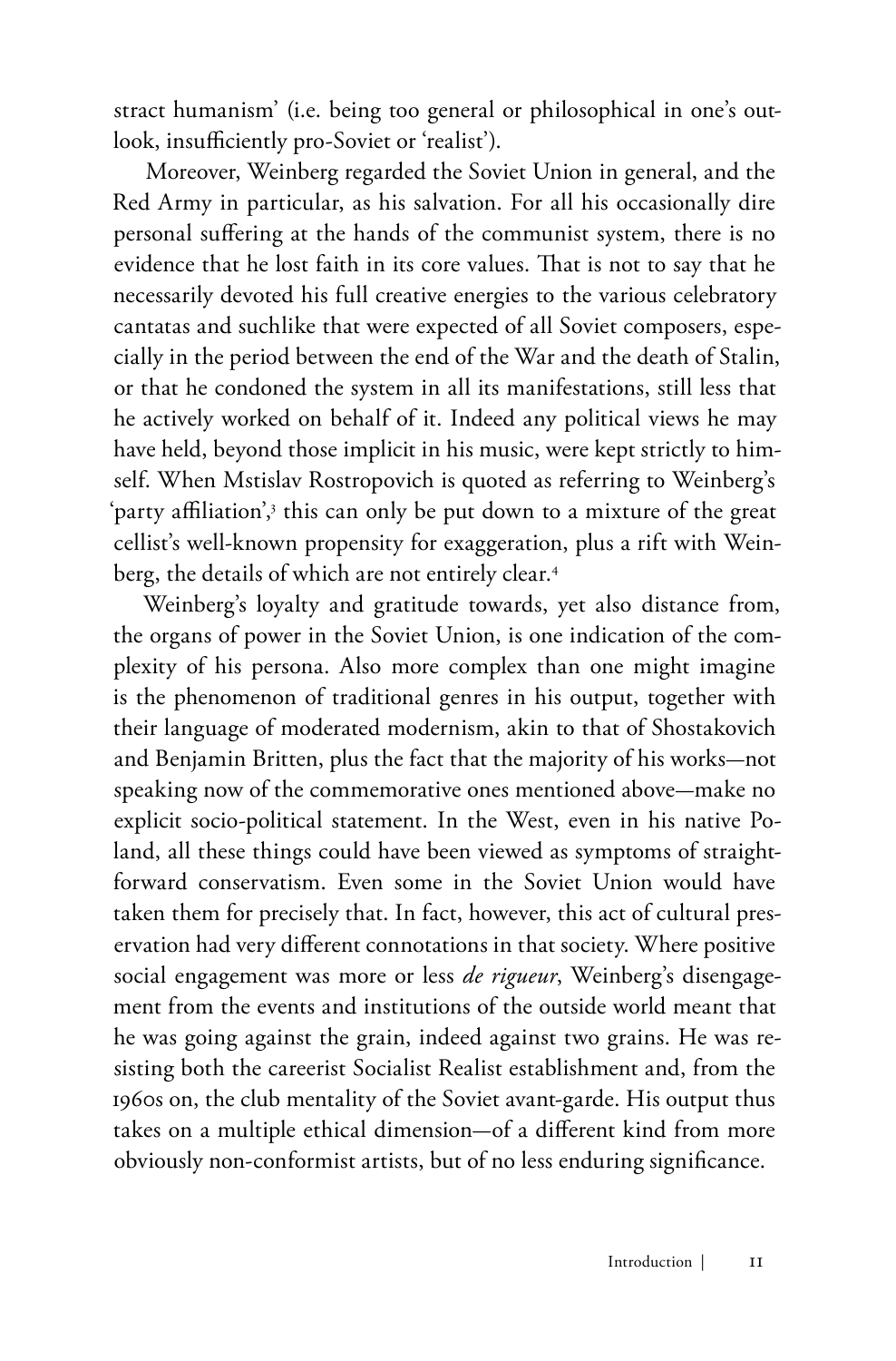stract humanism' (i.e. being too general or philosophical in one's outlook, insufficiently pro-Soviet or 'realist').

Moreover, Weinberg regarded the Soviet Union in general, and the Red Army in particular, as his salvation. For all his occasionally dire personal suffering at the hands of the communist system, there is no evidence that he lost faith in its core values. That is not to say that he necessarily devoted his full creative energies to the various celebratory cantatas and suchlike that were expected of all Soviet composers, especially in the period between the end of the War and the death of Stalin, or that he condoned the system in all its manifestations, still less that he actively worked on behalf of it. Indeed any political views he may have held, beyond those implicit in his music, were kept strictly to himself. When Mstislav Rostropovich is quoted as referring to Weinberg's 'party affiliation',[3] this can only be put down to a mixture of the great cellist's well-known propensity for exaggeration, plus a rift with Weinberg, the details of which are not entirely clear.[4]

Weinberg's loyalty and gratitude towards, yet also distance from, the organs of power in the Soviet Union, is one indication of the complexity of his persona. Also more complex than one might imagine is the phenomenon of traditional genres in his output, together with their language of moderated modernism, akin to that of Shostakovich and Benjamin Britten, plus the fact that the majority of his works—not speaking now of the commemorative ones mentioned above—make no explicit socio-political statement. In the West, even in his native Poland, all these things could have been viewed as symptoms of straightforward conservatism. Even some in the Soviet Union would have taken them for precisely that. In fact, however, this act of cultural preservation had very different connotations in that society. Where positive social engagement was more or less *de rigueur*, Weinberg's disengagement from the events and institutions of the outside world meant that he was going against the grain, indeed against two grains. He was resisting both the careerist Socialist Realist establishment and, from the 1960s on, the club mentality of the Soviet avant-garde. His output thus takes on a multiple ethical dimension—of a different kind from more obviously non-conformist artists, but of no less enduring significance.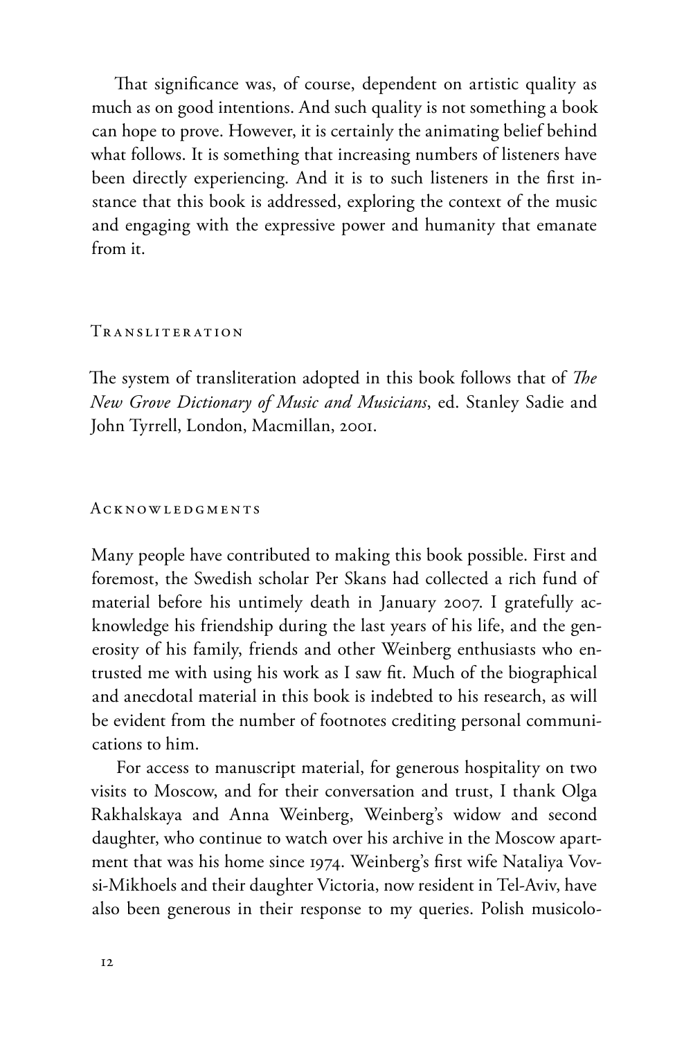That significance was, of course, dependent on artistic quality as much as on good intentions. And such quality is not something a book can hope to prove. However, it is certainly the animating belief behind what follows. It is something that increasing numbers of listeners have been directly experiencing. And it is to such listeners in the first instance that this book is addressed, exploring the context of the music and engaging with the expressive power and humanity that emanate from it.

## Transliteration

The system of transliteration adopted in this book follows that of *The New Grove Dictionary of Music and Musicians*, ed. Stanley Sadie and John Tyrrell, London, Macmillan, 2001.

## Acknowledgments

Many people have contributed to making this book possible. First and foremost, the Swedish scholar Per Skans had collected a rich fund of material before his untimely death in January 2007. I gratefully acknowledge his friendship during the last years of his life, and the generosity of his family, friends and other Weinberg enthusiasts who entrusted me with using his work as I saw fit. Much of the biographical and anecdotal material in this book is indebted to his research, as will be evident from the number of footnotes crediting personal communications to him.

For access to manuscript material, for generous hospitality on two visits to Moscow, and for their conversation and trust, I thank Olga Rakhalskaya and Anna Weinberg, Weinberg's widow and second daughter, who continue to watch over his archive in the Moscow apartment that was his home since 1974. Weinberg's first wife Nataliya Vovsi-Mikhoels and their daughter Victoria, now resident in Tel-Aviv, have also been generous in their response to my queries. Polish musicolo-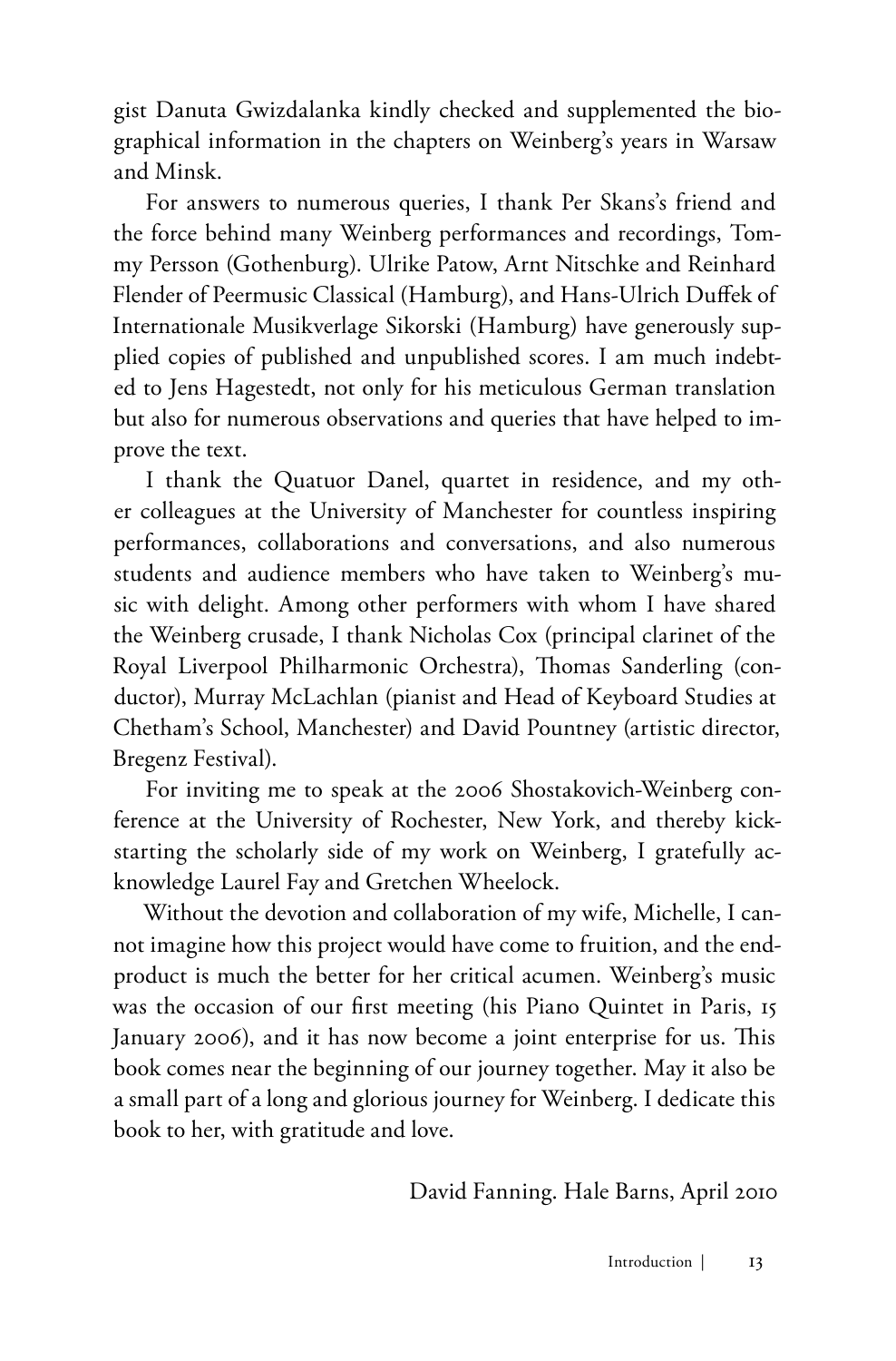gist Danuta Gwizdalanka kindly checked and supplemented the biographical information in the chapters on Weinberg's years in Warsaw and Minsk.

For answers to numerous queries, I thank Per Skans's friend and the force behind many Weinberg performances and recordings, Tommy Persson (Gothenburg). Ulrike Patow, Arnt Nitschke and Reinhard Flender of Peermusic Classical (Hamburg), and Hans-Ulrich Duffek of Internationale Musikverlage Sikorski (Hamburg) have generously supplied copies of published and unpublished scores. I am much indebted to Jens Hagestedt, not only for his meticulous German translation but also for numerous observations and queries that have helped to improve the text.

I thank the Quatuor Danel, quartet in residence, and my other colleagues at the University of Manchester for countless inspiring performances, collaborations and conversations, and also numerous students and audience members who have taken to Weinberg's music with delight. Among other performers with whom I have shared the Weinberg crusade, I thank Nicholas Cox (principal clarinet of the Royal Liverpool Philharmonic Orchestra), Thomas Sanderling (conductor), Murray McLachlan (pianist and Head of Keyboard Studies at Chetham's School, Manchester) and David Pountney (artistic director, Bregenz Festival).

For inviting me to speak at the 2006 Shostakovich-Weinberg conference at the University of Rochester, New York, and thereby kickstarting the scholarly side of my work on Weinberg, I gratefully acknowledge Laurel Fay and Gretchen Wheelock.

Without the devotion and collaboration of my wife, Michelle, I cannot imagine how this project would have come to fruition, and the end-product is much the better for her critical acumen. Weinberg's music was the occasion of our first meeting (his Piano Quintet in Paris, 15 January 2006), and it has now become a joint enterprise for us. This book comes near the beginning of our journey together. May it also be a small part of a long and glorious journey for Weinberg. I dedicate this book to her, with gratitude and love.

David Fanning. Hale Barns, April 2010